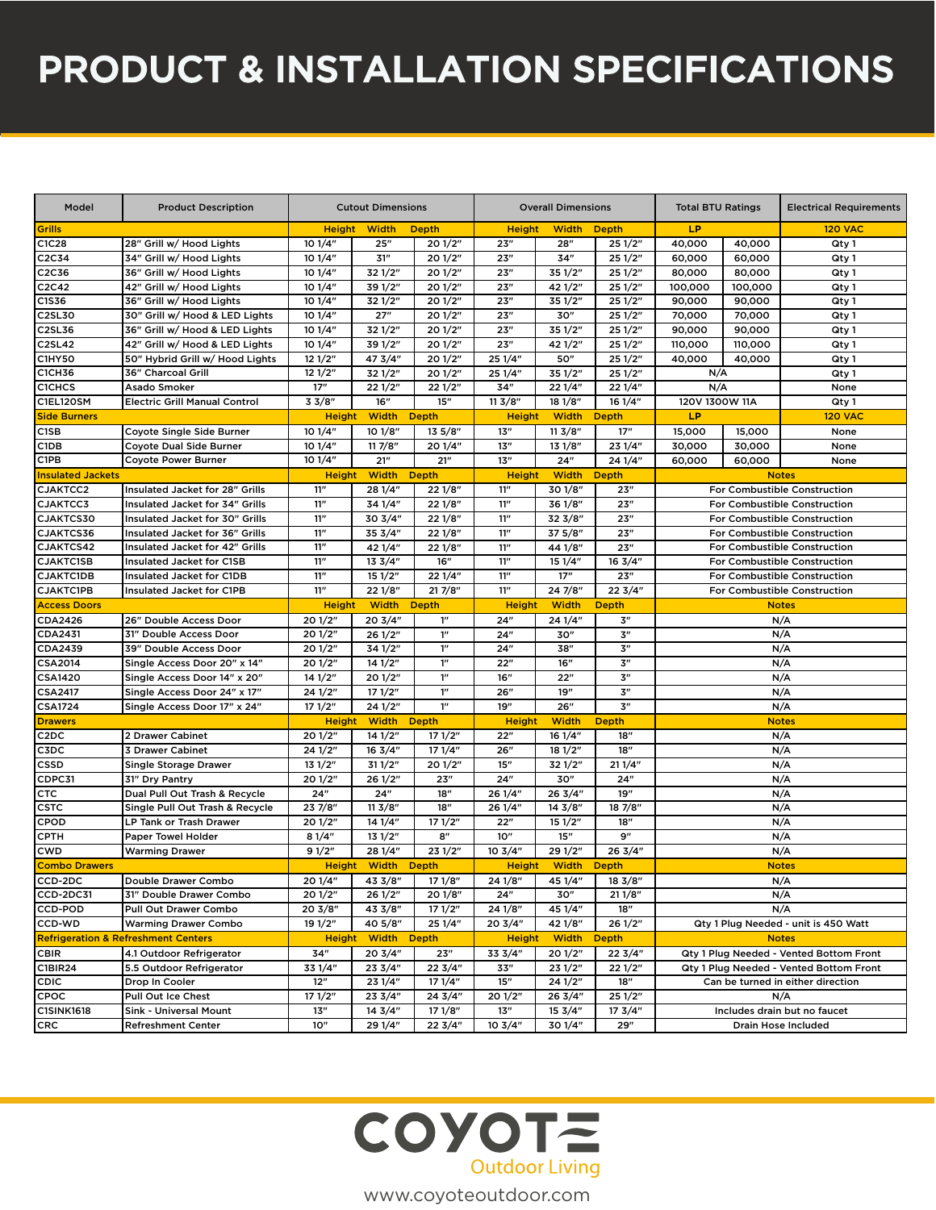# PRODUCT & INSTALLATION SPECIFICATIONS

| Model | Product Description | Cutout Dimensions | | | Overall Dimensions | | | Total BTU Ratings | | Electrical Requirements |
|---|---|---|---|---|---|---|---|---|---|---|
| **Grills** | | Height | Width | Depth | Height | Width | Depth | LP | | 120 VAC |
| C1C28 | 28" Grill w/ Hood Lights | 10 1/4" | 25" | 20 1/2" | 23" | 28" | 25 1/2" | 40,000 | 40,000 | Qty 1 |
| C2C34 | 34" Grill w/ Hood Lights | 10 1/4" | 31" | 20 1/2" | 23" | 34" | 25 1/2" | 60,000 | 60,000 | Qty 1 |
| C2C36 | 36" Grill w/ Hood Lights | 10 1/4" | 32 1/2" | 20 1/2" | 23" | 35 1/2" | 25 1/2" | 80,000 | 80,000 | Qty 1 |
| C2C42 | 42" Grill w/ Hood Lights | 10 1/4" | 39 1/2" | 20 1/2" | 23" | 42 1/2" | 25 1/2" | 100,000 | 100,000 | Qty 1 |
| C1S36 | 36" Grill w/ Hood Lights | 10 1/4" | 32 1/2" | 20 1/2" | 23" | 35 1/2" | 25 1/2" | 90,000 | 90,000 | Qty 1 |
| C2SL30 | 30" Grill w/ Hood & LED Lights | 10 1/4" | 27" | 20 1/2" | 23" | 30" | 25 1/2" | 70,000 | 70,000 | Qty 1 |
| C2SL36 | 36" Grill w/ Hood & LED Lights | 10 1/4" | 32 1/2" | 20 1/2" | 23" | 35 1/2" | 25 1/2" | 90,000 | 90,000 | Qty 1 |
| C2SL42 | 42" Grill w/ Hood & LED Lights | 10 1/4" | 39 1/2" | 20 1/2" | 23" | 42 1/2" | 25 1/2" | 110,000 | 110,000 | Qty 1 |
| C1HY50 | 50" Hybrid Grill w/ Hood Lights | 12 1/2" | 47 3/4" | 20 1/2" | 25 1/4" | 50" | 25 1/2" | 40,000 | 40,000 | Qty 1 |
| C1CH36 | 36" Charcoal Grill | 12 1/2" | 32 1/2" | 20 1/2" | 25 1/4" | 35 1/2" | 25 1/2" | N/A | | Qty 1 |
| C1CHCS | Asado Smoker | 17" | 22 1/2" | 22 1/2" | 34" | 22 1/4" | 22 1/4" | N/A | | None |
| C1EL120SM | Electric Grill Manual Control | 3 3/8" | 16" | 15" | 11 3/8" | 18 1/8" | 16 1/4" | 120V 1300W 11A | | Qty 1 |
| **Side Burners** | | Height | Width | Depth | Height | Width | Depth | LP | | 120 VAC |
| C1SB | Coyote Single Side Burner | 10 1/4" | 10 1/8" | 13 5/8" | 13" | 11 3/8" | 17" | 15,000 | 15,000 | None |
| C1DB | Coyote Dual Side Burner | 10 1/4" | 11 7/8" | 20 1/4" | 13" | 13 1/8" | 23 1/4" | 30,000 | 30,000 | None |
| C1PB | Coyote Power Burner | 10 1/4" | 21" | 21" | 13" | 24" | 24 1/4" | 60,000 | 60,000 | None |
| **Insulated Jackets** | | Height | Width | Depth | Height | Width | Depth | Notes | | |
| CJAKTCC2 | Insulated Jacket for 28" Grills | 11" | 28 1/4" | 22 1/8" | 11" | 30 1/8" | 23" | For Combustible Construction | | |
| CJAKTCC3 | Insulated Jacket for 34" Grills | 11" | 34 1/4" | 22 1/8" | 11" | 36 1/8" | 23" | For Combustible Construction | | |
| CJAKTCS30 | Insulated Jacket for 30" Grills | 11" | 30 3/4" | 22 1/8" | 11" | 32 3/8" | 23" | For Combustible Construction | | |
| CJAKTCS36 | Insulated Jacket for 36" Grills | 11" | 35 3/4" | 22 1/8" | 11" | 37 5/8" | 23" | For Combustible Construction | | |
| CJAKTCS42 | Insulated Jacket for 42" Grills | 11" | 42 1/4" | 22 1/8" | 11" | 44 1/8" | 23" | For Combustible Construction | | |
| CJAKTC1SB | Insulated Jacket for C1SB | 11" | 13 3/4" | 16" | 11" | 15 1/4" | 16 3/4" | For Combustible Construction | | |
| CJAKTC1DB | Insulated Jacket for C1DB | 11" | 15 1/2" | 22 1/4" | 11" | 17" | 23" | For Combustible Construction | | |
| CJAKTC1PB | Insulated Jacket for C1PB | 11" | 22 1/8" | 21 7/8" | 11" | 24 7/8" | 22 3/4" | For Combustible Construction | | |
| **Access Doors** | | Height | Width | Depth | Height | Width | Depth | Notes | | |
| CDA2426 | 26" Double Access Door | 20 1/2" | 20 3/4" | 1" | 24" | 24 1/4" | 3" | N/A | | |
| CDA2431 | 31" Double Access Door | 20 1/2" | 26 1/2" | 1" | 24" | 30" | 3" | N/A | | |
| CDA2439 | 39" Double Access Door | 20 1/2" | 34 1/2" | 1" | 24" | 38" | 3" | N/A | | |
| CSA2014 | Single Access Door 20" x 14" | 20 1/2" | 14 1/2" | 1" | 22" | 16" | 3" | N/A | | |
| CSA1420 | Single Access Door 14" x 20" | 14 1/2" | 20 1/2" | 1" | 16" | 22" | 3" | N/A | | |
| CSA2417 | Single Access Door 24" x 17" | 24 1/2" | 17 1/2" | 1" | 26" | 19" | 3" | N/A | | |
| CSA1724 | Single Access Door 17" x 24" | 17 1/2" | 24 1/2" | 1" | 19" | 26" | 3" | N/A | | |
| **Drawers** | | Height | Width | Depth | Height | Width | Depth | Notes | | |
| C2DC | 2 Drawer Cabinet | 20 1/2" | 14 1/2" | 17 1/2" | 22" | 16 1/4" | 18" | N/A | | |
| C3DC | 3 Drawer Cabinet | 24 1/2" | 16 3/4" | 17 1/4" | 26" | 18 1/2" | 18" | N/A | | |
| CSSD | Single Storage Drawer | 13 1/2" | 31 1/2" | 20 1/2" | 15" | 32 1/2" | 21 1/4" | N/A | | |
| CDPC31 | 31" Dry Pantry | 20 1/2" | 26 1/2" | 23" | 24" | 30" | 24" | N/A | | |
| CTC | Dual Pull Out Trash & Recycle | 24" | 24" | 18" | 26 1/4" | 26 3/4" | 19" | N/A | | |
| CSTC | Single Pull Out Trash & Recycle | 23 7/8" | 11 3/8" | 18" | 26 1/4" | 14 3/8" | 18 7/8" | N/A | | |
| CPOD | LP Tank or Trash Drawer | 20 1/2" | 14 1/4" | 17 1/2" | 22" | 15 1/2" | 18" | N/A | | |
| CPTH | Paper Towel Holder | 8 1/4" | 13 1/2" | 8" | 10" | 15" | 9" | N/A | | |
| CWD | Warming Drawer | 9 1/2" | 28 1/4" | 23 1/2" | 10 3/4" | 29 1/2" | 26 3/4" | N/A | | |
| **Combo Drawers** | | Height | Width | Depth | Height | Width | Depth | Notes | | |
| CCD-2DC | Double Drawer Combo | 20 1/4" | 43 3/8" | 17 1/8" | 24 1/8" | 45 1/4" | 18 3/8" | N/A | | |
| CCD-2DC31 | 31" Double Drawer Combo | 20 1/2" | 26 1/2" | 20 1/8" | 24" | 30" | 21 1/8" | N/A | | |
| CCD-POD | Pull Out Drawer Combo | 20 3/8" | 43 3/8" | 17 1/2" | 24 1/8" | 45 1/4" | 18" | N/A | | |
| CCD-WD | Warming Drawer Combo | 19 1/2" | 40 5/8" | 25 1/4" | 20 3/4" | 42 1/8" | 26 1/2" | Qty 1 Plug Needed - unit is 450 Watt | | |
| **Refrigeration & Refreshment Centers** | | Height | Width | Depth | Height | Width | Depth | Notes | | |
| CBIR | 4.1 Outdoor Refrigerator | 34" | 20 3/4" | 23" | 33 3/4" | 20 1/2" | 22 3/4" | Qty 1 Plug Needed - Vented Bottom Front | | |
| C1BIR24 | 5.5 Outdoor Refrigerator | 33 1/4" | 23 3/4" | 22 3/4" | 33" | 23 1/2" | 22 1/2" | Qty 1 Plug Needed - Vented Bottom Front | | |
| CDIC | Drop In Cooler | 12" | 23 1/4" | 17 1/4" | 15" | 24 1/2" | 18" | Can be turned in either direction | | |
| CPOC | Pull Out Ice Chest | 17 1/2" | 23 3/4" | 24 3/4" | 20 1/2" | 26 3/4" | 25 1/2" | N/A | | |
| C1SINK1618 | Sink - Universal Mount | 13" | 14 3/4" | 17 1/8" | 13" | 15 3/4" | 17 3/4" | Includes drain but no faucet | | |
| CRC | Refreshment Center | 10" | 29 1/4" | 22 3/4" | 10 3/4" | 30 1/4" | 29" | Drain Hose Included | | |

COYOTE Outdoor Living

www.coyoteoutdoor.com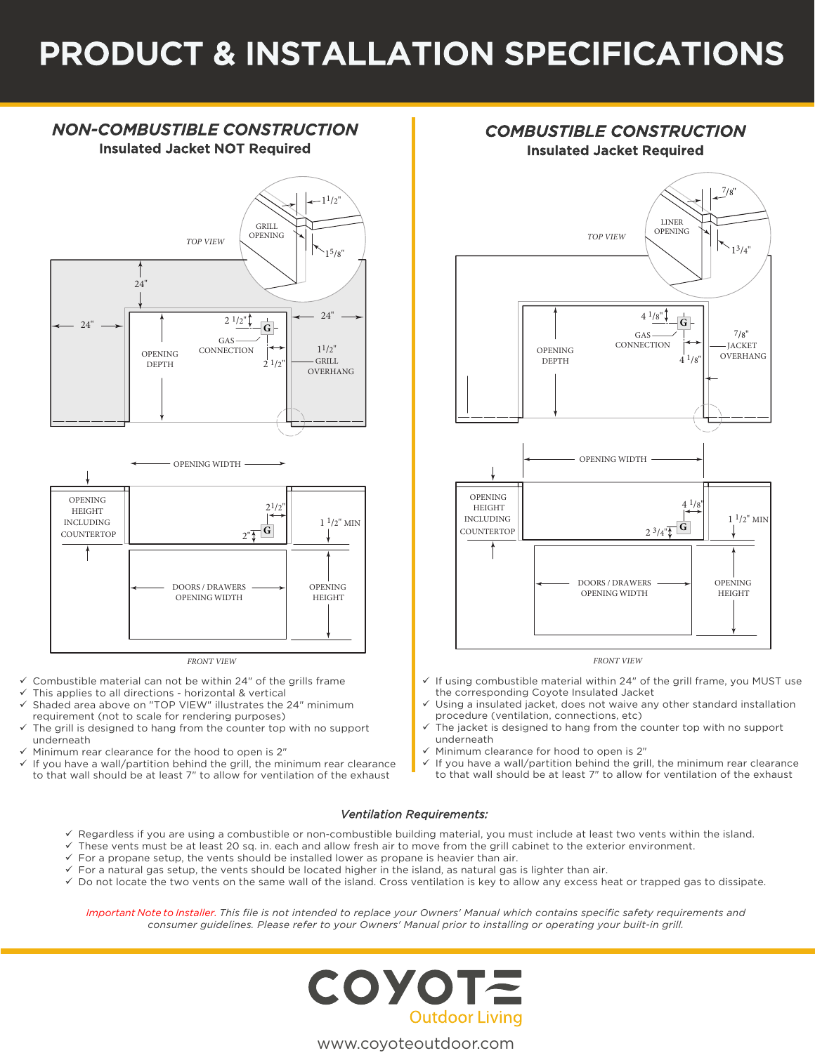# PRODUCT & INSTALLATION SPECIFICATIONS

## NON-COMBUSTIBLE CONSTRUCTION

**Insulated Jacket NOT Required**

TOP VIEW

GRILL OPENING

1 1/2"

1 5/8"

24"

24"

24"

2 1/2"

G

GAS CONNECTION

OPENING DEPTH

2 1/2"

1 1/2" GRILL OVERHANG

OPENING WIDTH

OPENING HEIGHT INCLUDING COUNTERTOP

2 1/2"

2"

1 1/2" MIN

DOORS / DRAWERS OPENING WIDTH

OPENING HEIGHT

FRONT VIEW

- ✓ Combustible material can not be within 24" of the grills frame
- ✓ This applies to all directions - horizontal & vertical
- ✓ Shaded area above on "TOP VIEW" illustrates the 24" minimum requirement (not to scale for rendering purposes)
- ✓ The grill is designed to hang from the counter top with no support underneath
- ✓ Minimum rear clearance for the hood to open is 2"
- ✓ If you have a wall/partition behind the grill, the minimum rear clearance to that wall should be at least 7" to allow for ventilation of the exhaust

## COMBUSTIBLE CONSTRUCTION

**Insulated Jacket Required**

TOP VIEW

LINER OPENING

7/8"

1 3/4"

4 1/8"

G

GAS CONNECTION

OPENING DEPTH

4 1/8"

7/8" JACKET OVERHANG

OPENING WIDTH

OPENING HEIGHT INCLUDING COUNTERTOP

4 1/8"

2 3/4"

1 1/2" MIN

DOORS / DRAWERS OPENING WIDTH

OPENING HEIGHT

FRONT VIEW

- ✓ If using combustible material within 24" of the grill frame, you MUST use the corresponding Coyote Insulated Jacket
- ✓ Using a insulated jacket, does not waive any other standard installation procedure (ventilation, connections, etc)
- ✓ The jacket is designed to hang from the counter top with no support underneath
- ✓ Minimum clearance for hood to open is 2"
- ✓ If you have a wall/partition behind the grill, the minimum rear clearance to that wall should be at least 7" to allow for ventilation of the exhaust

### *Ventilation Requirements:*

- ✓ Regardless if you are using a combustible or non-combustible building material, you must include at least two vents within the island.
- ✓ These vents must be at least 20 sq. in. each and allow fresh air to move from the grill cabinet to the exterior environment.
- ✓ For a propane setup, the vents should be installed lower as propane is heavier than air.
- ✓ For a natural gas setup, the vents should be located higher in the island, as natural gas is lighter than air.
- ✓ Do not locate the two vents on the same wall of the island. Cross ventilation is key to allow any excess heat or trapped gas to dissipate.

*Important Note to Installer. This file is not intended to replace your Owners' Manual which contains specific safety requirements and consumer guidelines. Please refer to your Owners' Manual prior to installing or operating your built-in grill.*

COYOTE Outdoor Living

www.coyoteoutdoor.com